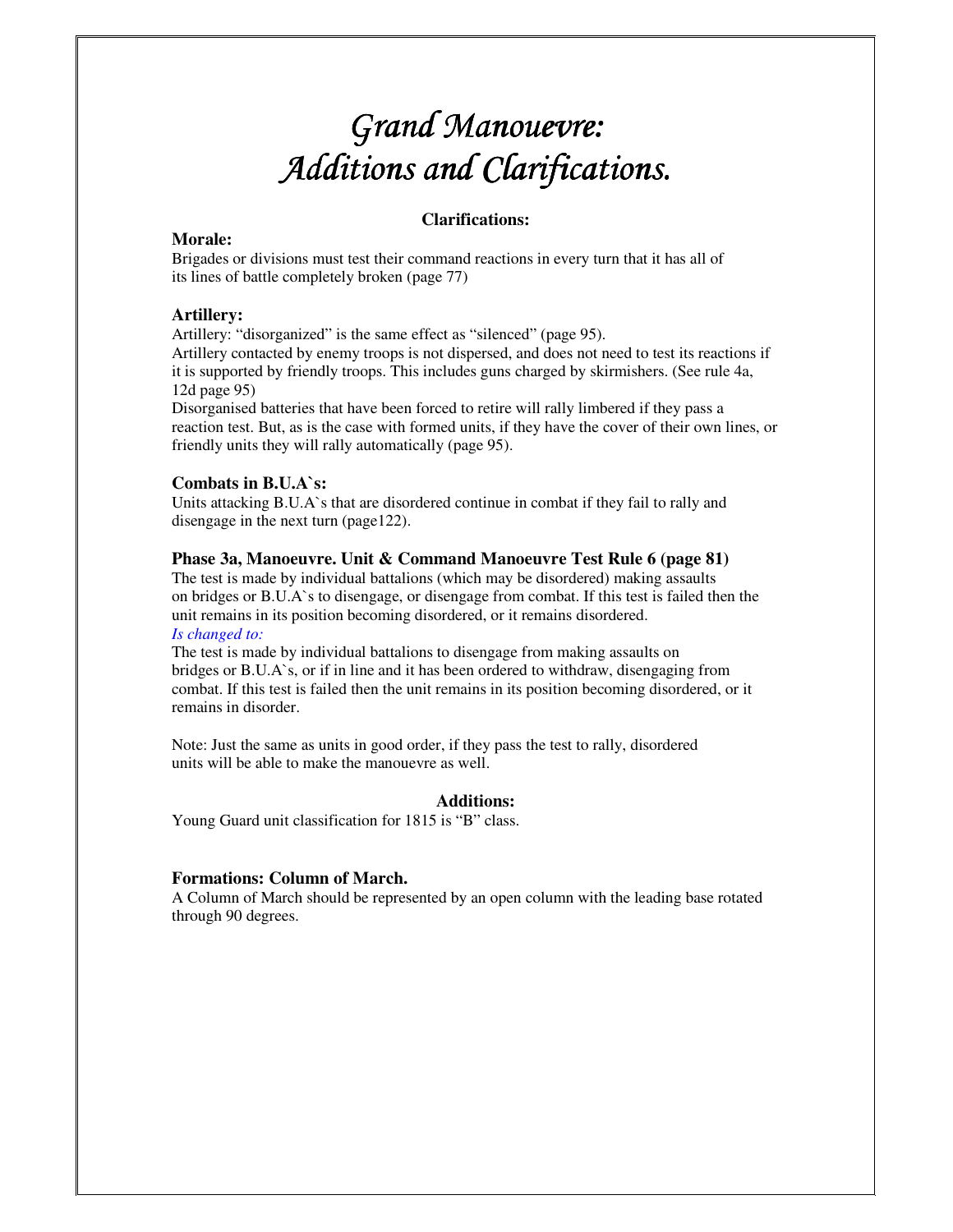# *Grand Manouevre:*
# *Additions and Clarifications.*

## Clarifications:

### Morale:

Brigades or divisions must test their command reactions in every turn that it has all of its lines of battle completely broken (page 77)

### Artillery:

Artillery: "disorganized" is the same effect as "silenced" (page 95).

Artillery contacted by enemy troops is not dispersed, and does not need to test its reactions if it is supported by friendly troops. This includes guns charged by skirmishers. (See rule 4a, 12d page 95)

Disorganised batteries that have been forced to retire will rally limbered if they pass a reaction test. But, as is the case with formed units, if they have the cover of their own lines, or friendly units they will rally automatically (page 95).

### Combats in B.U.A`s:

Units attacking B.U.A`s that are disordered continue in combat if they fail to rally and disengage in the next turn (page122).

### Phase 3a, Manoeuvre. Unit & Command Manoeuvre Test Rule 6 (page 81)

The test is made by individual battalions (which may be disordered) making assaults on bridges or B.U.A`s to disengage, or disengage from combat. If this test is failed then the unit remains in its position becoming disordered, or it remains disordered.

*Is changed to:*

The test is made by individual battalions to disengage from making assaults on bridges or B.U.A`s, or if in line and it has been ordered to withdraw, disengaging from combat. If this test is failed then the unit remains in its position becoming disordered, or it remains in disorder.

Note: Just the same as units in good order, if they pass the test to rally, disordered units will be able to make the manouevre as well.

## Additions:

Young Guard unit classification for 1815 is "B" class.

### Formations: Column of March.

A Column of March should be represented by an open column with the leading base rotated through 90 degrees.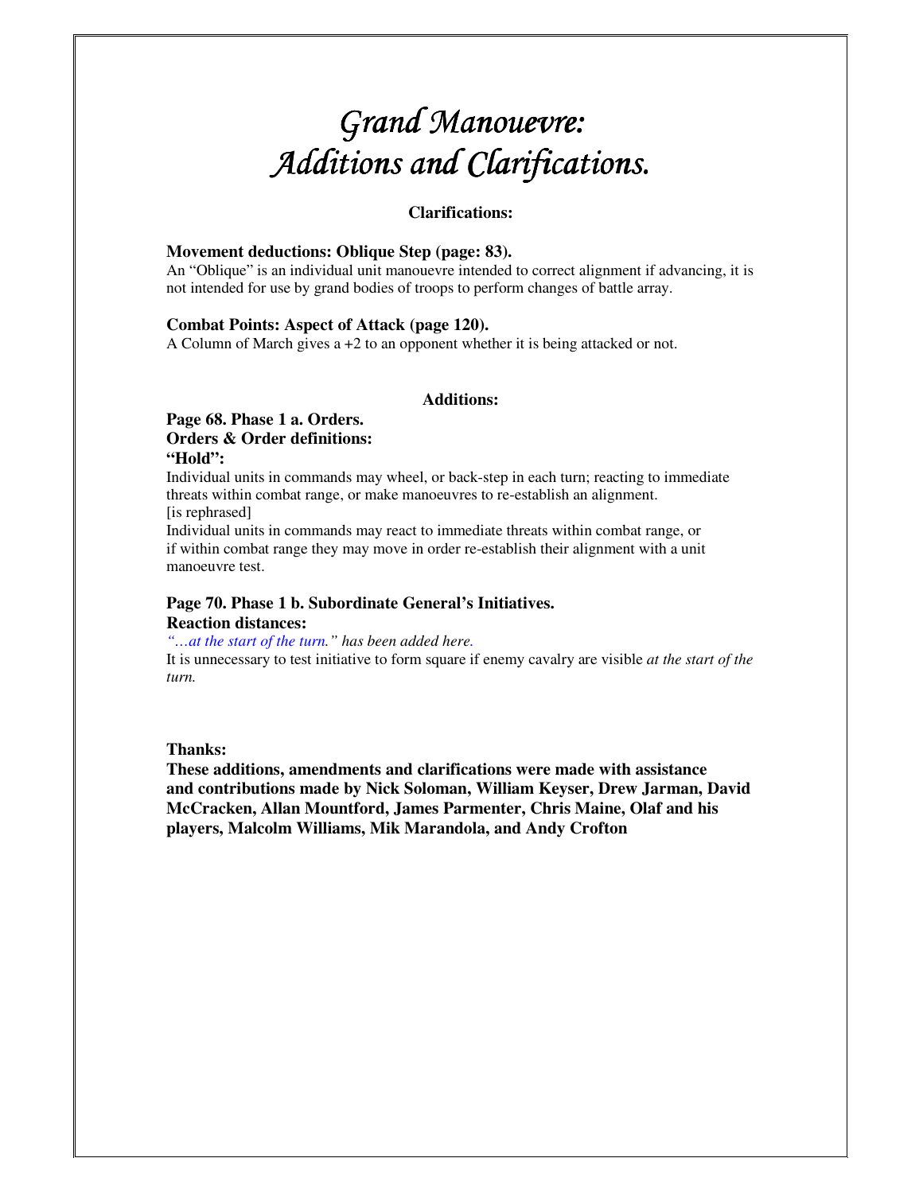# *Grand Manouevre: Additions and Clarifications.*

**Clarifications:**

**Movement deductions: Oblique Step (page: 83).**

An "Oblique" is an individual unit manouevre intended to correct alignment if advancing, it is not intended for use by grand bodies of troops to perform changes of battle array.

**Combat Points: Aspect of Attack (page 120).**

A Column of March gives a +2 to an opponent whether it is being attacked or not.

**Additions:**

**Page 68. Phase 1 a. Orders.**
**Orders & Order definitions:**
**"Hold":**

Individual units in commands may wheel, or back-step in each turn; reacting to immediate threats within combat range, or make manoeuvres to re-establish an alignment.
[is rephrased]
Individual units in commands may react to immediate threats within combat range, or if within combat range they may move in order re-establish their alignment with a unit manoeuvre test.

**Page 70. Phase 1 b. Subordinate General's Initiatives.**
**Reaction distances:**

*"…at the start of the turn." has been added here.*

It is unnecessary to test initiative to form square if enemy cavalry are visible *at the start of the turn.*

**Thanks:**

**These additions, amendments and clarifications were made with assistance and contributions made by Nick Soloman, William Keyser, Drew Jarman, David McCracken, Allan Mountford, James Parmenter, Chris Maine, Olaf and his players, Malcolm Williams, Mik Marandola, and Andy Crofton**